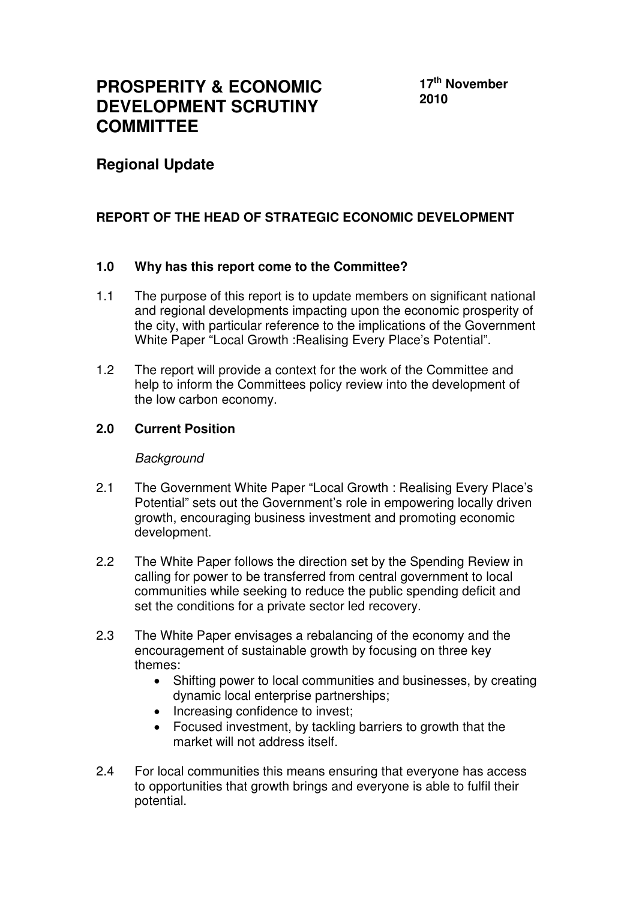# PROSPERITY & ECONOMIC DEVELOPMENT SCRUTINY COMMITTEE

**17th November 2010**

## Regional Update

### REPORT OF THE HEAD OF STRATEGIC ECONOMIC DEVELOPMENT

### 1.0 Why has this report come to the Committee?

1.1 The purpose of this report is to update members on significant national and regional developments impacting upon the economic prosperity of the city, with particular reference to the implications of the Government White Paper "Local Growth :Realising Every Place's Potential".

1.2 The report will provide a context for the work of the Committee and help to inform the Committees policy review into the development of the low carbon economy.

### 2.0 Current Position

*Background*

2.1 The Government White Paper "Local Growth : Realising Every Place's Potential" sets out the Government's role in empowering locally driven growth, encouraging business investment and promoting economic development.

2.2 The White Paper follows the direction set by the Spending Review in calling for power to be transferred from central government to local communities while seeking to reduce the public spending deficit and set the conditions for a private sector led recovery.

2.3 The White Paper envisages a rebalancing of the economy and the encouragement of sustainable growth by focusing on three key themes:

- Shifting power to local communities and businesses, by creating dynamic local enterprise partnerships;
- Increasing confidence to invest;
- Focused investment, by tackling barriers to growth that the market will not address itself.

2.4 For local communities this means ensuring that everyone has access to opportunities that growth brings and everyone is able to fulfil their potential.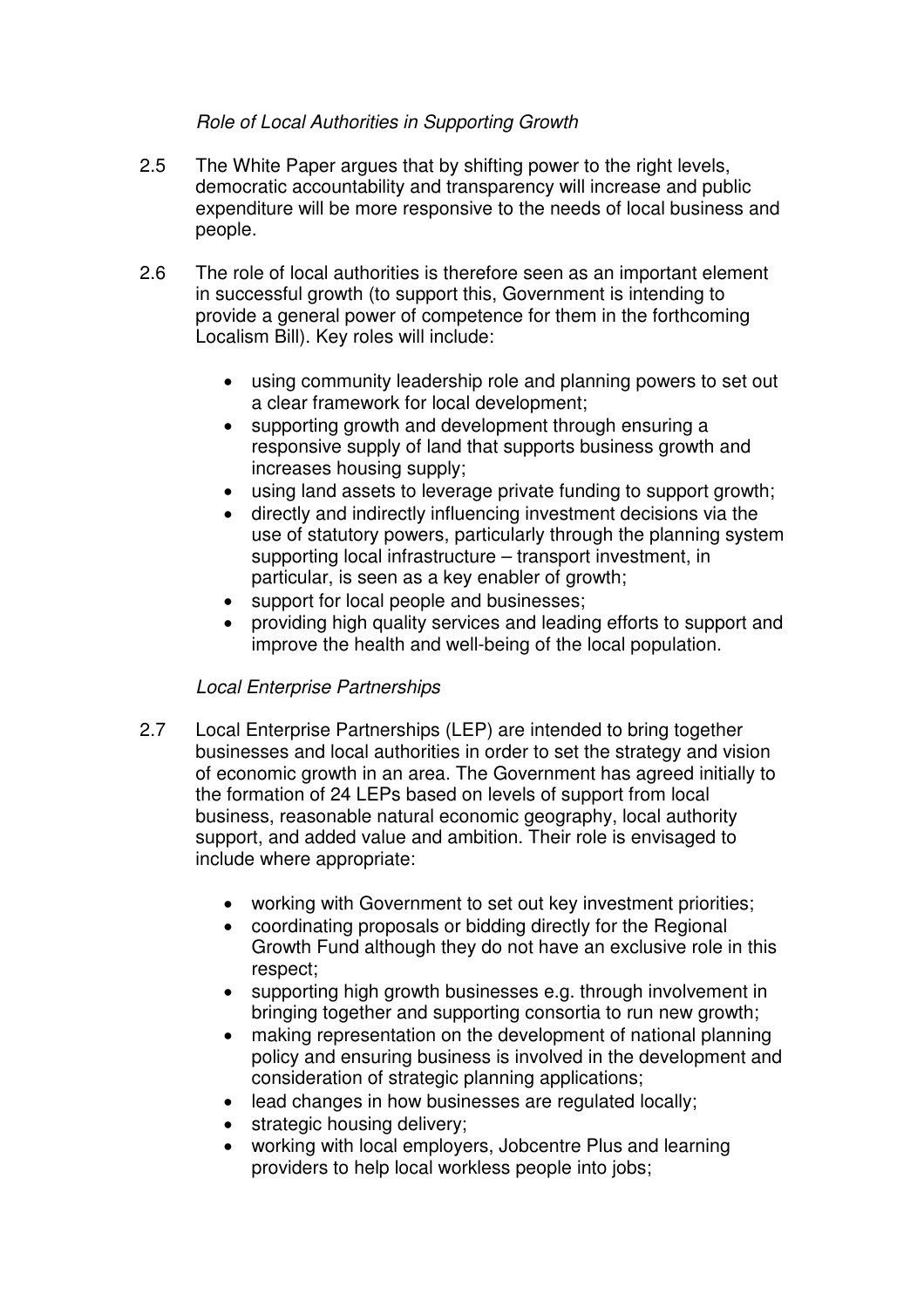*Role of Local Authorities in Supporting Growth*

2.5 The White Paper argues that by shifting power to the right levels, democratic accountability and transparency will increase and public expenditure will be more responsive to the needs of local business and people.

2.6 The role of local authorities is therefore seen as an important element in successful growth (to support this, Government is intending to provide a general power of competence for them in the forthcoming Localism Bill). Key roles will include:

- using community leadership role and planning powers to set out a clear framework for local development;
- supporting growth and development through ensuring a responsive supply of land that supports business growth and increases housing supply;
- using land assets to leverage private funding to support growth;
- directly and indirectly influencing investment decisions via the use of statutory powers, particularly through the planning system supporting local infrastructure – transport investment, in particular, is seen as a key enabler of growth;
- support for local people and businesses;
- providing high quality services and leading efforts to support and improve the health and well-being of the local population.

*Local Enterprise Partnerships*

2.7 Local Enterprise Partnerships (LEP) are intended to bring together businesses and local authorities in order to set the strategy and vision of economic growth in an area. The Government has agreed initially to the formation of 24 LEPs based on levels of support from local business, reasonable natural economic geography, local authority support, and added value and ambition. Their role is envisaged to include where appropriate:

- working with Government to set out key investment priorities;
- coordinating proposals or bidding directly for the Regional Growth Fund although they do not have an exclusive role in this respect;
- supporting high growth businesses e.g. through involvement in bringing together and supporting consortia to run new growth;
- making representation on the development of national planning policy and ensuring business is involved in the development and consideration of strategic planning applications;
- lead changes in how businesses are regulated locally;
- strategic housing delivery;
- working with local employers, Jobcentre Plus and learning providers to help local workless people into jobs;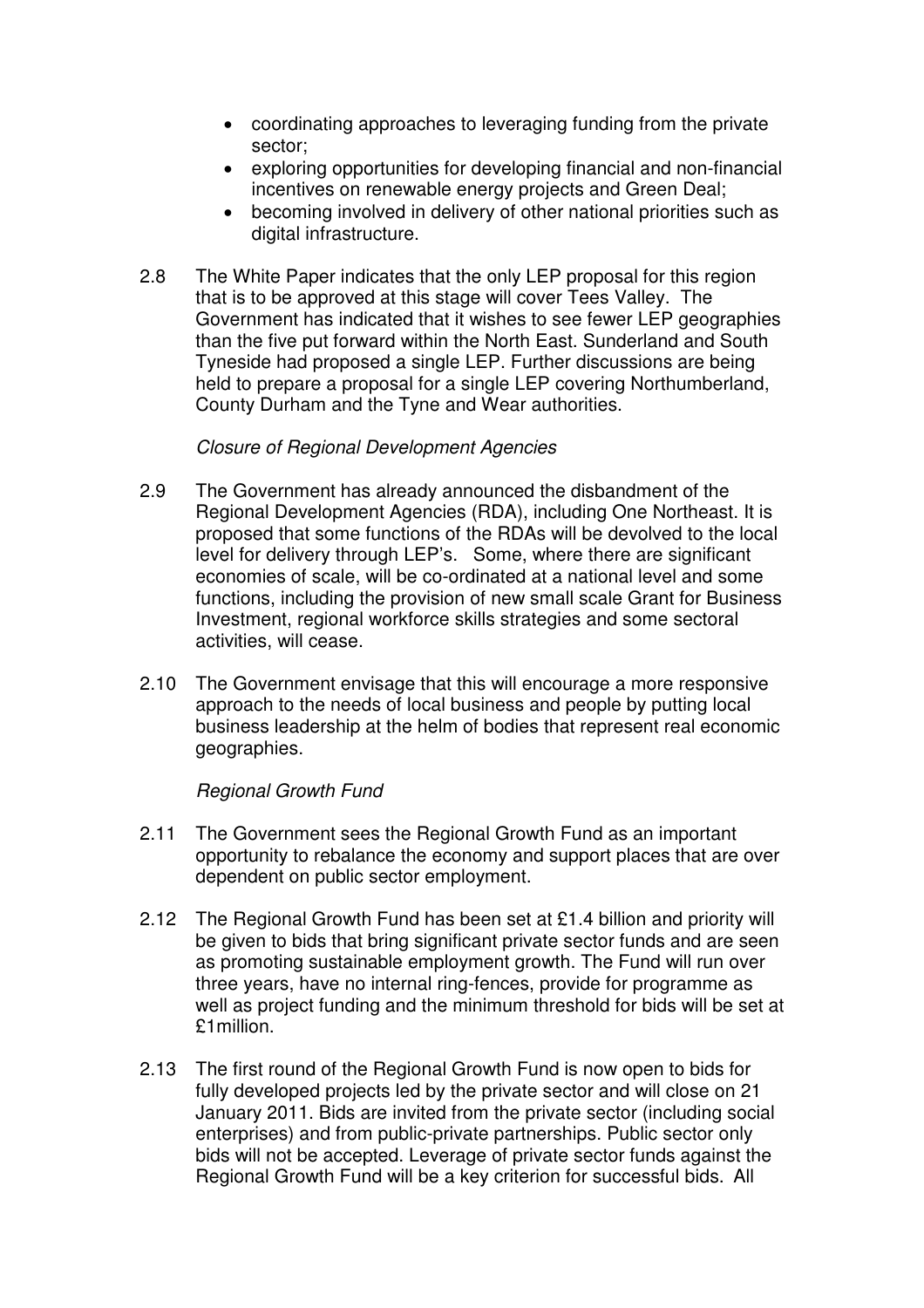- coordinating approaches to leveraging funding from the private sector;
- exploring opportunities for developing financial and non-financial incentives on renewable energy projects and Green Deal;
- becoming involved in delivery of other national priorities such as digital infrastructure.

2.8 The White Paper indicates that the only LEP proposal for this region that is to be approved at this stage will cover Tees Valley. The Government has indicated that it wishes to see fewer LEP geographies than the five put forward within the North East. Sunderland and South Tyneside had proposed a single LEP. Further discussions are being held to prepare a proposal for a single LEP covering Northumberland, County Durham and the Tyne and Wear authorities.

*Closure of Regional Development Agencies*

2.9 The Government has already announced the disbandment of the Regional Development Agencies (RDA), including One Northeast. It is proposed that some functions of the RDAs will be devolved to the local level for delivery through LEP's. Some, where there are significant economies of scale, will be co-ordinated at a national level and some functions, including the provision of new small scale Grant for Business Investment, regional workforce skills strategies and some sectoral activities, will cease.

2.10 The Government envisage that this will encourage a more responsive approach to the needs of local business and people by putting local business leadership at the helm of bodies that represent real economic geographies.

*Regional Growth Fund*

2.11 The Government sees the Regional Growth Fund as an important opportunity to rebalance the economy and support places that are over dependent on public sector employment.

2.12 The Regional Growth Fund has been set at £1.4 billion and priority will be given to bids that bring significant private sector funds and are seen as promoting sustainable employment growth. The Fund will run over three years, have no internal ring-fences, provide for programme as well as project funding and the minimum threshold for bids will be set at £1million.

2.13 The first round of the Regional Growth Fund is now open to bids for fully developed projects led by the private sector and will close on 21 January 2011. Bids are invited from the private sector (including social enterprises) and from public-private partnerships. Public sector only bids will not be accepted. Leverage of private sector funds against the Regional Growth Fund will be a key criterion for successful bids. All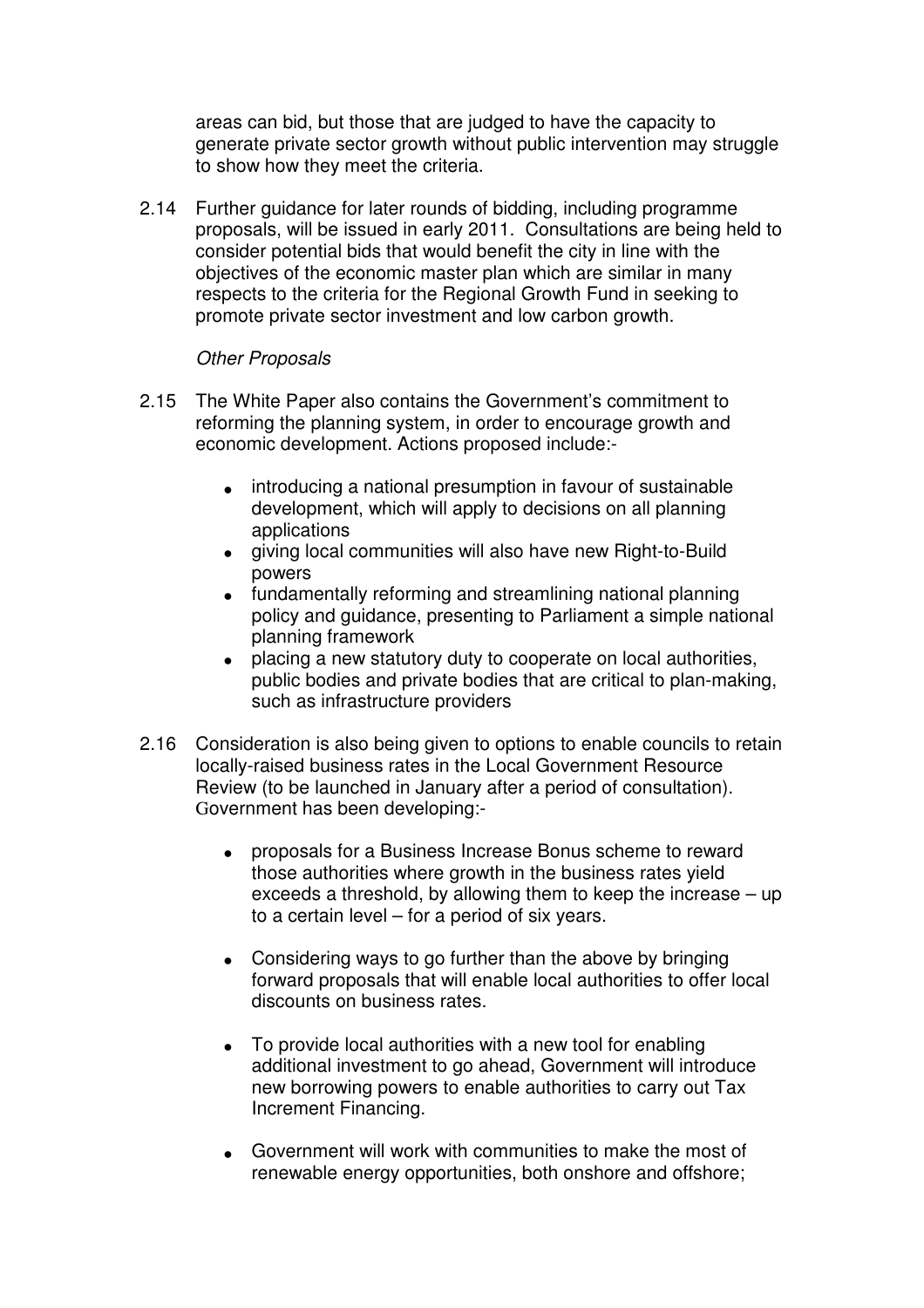areas can bid, but those that are judged to have the capacity to generate private sector growth without public intervention may struggle to show how they meet the criteria.

2.14 Further guidance for later rounds of bidding, including programme proposals, will be issued in early 2011. Consultations are being held to consider potential bids that would benefit the city in line with the objectives of the economic master plan which are similar in many respects to the criteria for the Regional Growth Fund in seeking to promote private sector investment and low carbon growth.

*Other Proposals*

2.15 The White Paper also contains the Government's commitment to reforming the planning system, in order to encourage growth and economic development. Actions proposed include:-

- introducing a national presumption in favour of sustainable development, which will apply to decisions on all planning applications
- giving local communities will also have new Right-to-Build powers
- fundamentally reforming and streamlining national planning policy and guidance, presenting to Parliament a simple national planning framework
- placing a new statutory duty to cooperate on local authorities, public bodies and private bodies that are critical to plan-making, such as infrastructure providers

2.16 Consideration is also being given to options to enable councils to retain locally-raised business rates in the Local Government Resource Review (to be launched in January after a period of consultation). Government has been developing:-

- proposals for a Business Increase Bonus scheme to reward those authorities where growth in the business rates yield exceeds a threshold, by allowing them to keep the increase – up to a certain level – for a period of six years.

- Considering ways to go further than the above by bringing forward proposals that will enable local authorities to offer local discounts on business rates.

- To provide local authorities with a new tool for enabling additional investment to go ahead, Government will introduce new borrowing powers to enable authorities to carry out Tax Increment Financing.

- Government will work with communities to make the most of renewable energy opportunities, both onshore and offshore;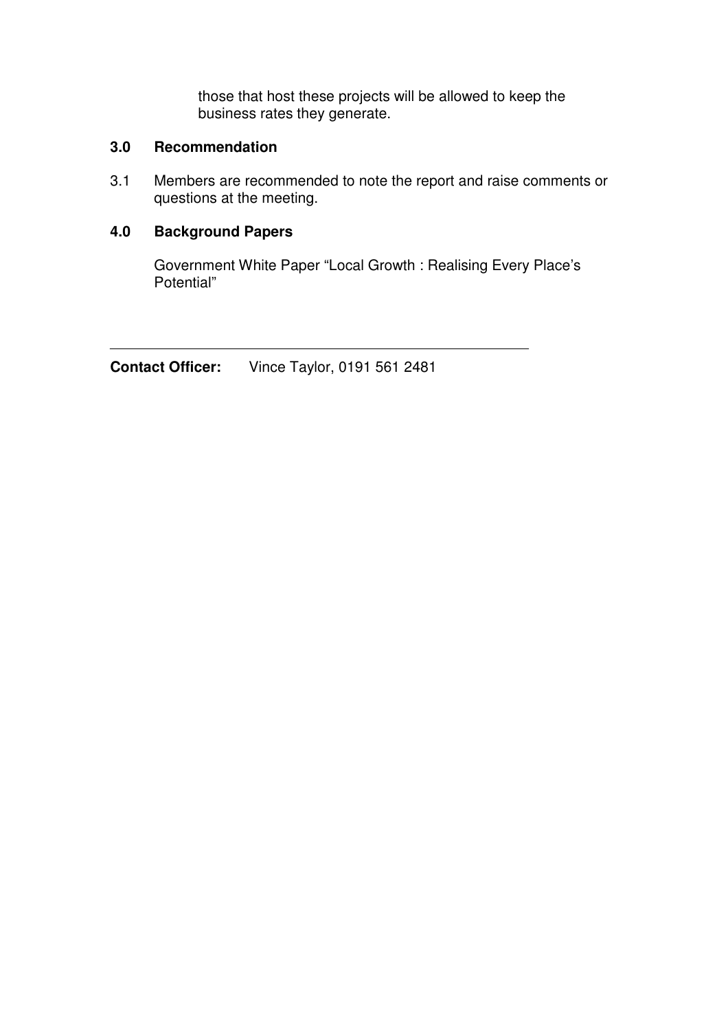those that host these projects will be allowed to keep the business rates they generate.

## 3.0 Recommendation

3.1 Members are recommended to note the report and raise comments or questions at the meeting.

## 4.0 Background Papers

Government White Paper “Local Growth : Realising Every Place’s Potential”

---

**Contact Officer:** Vince Taylor, 0191 561 2481